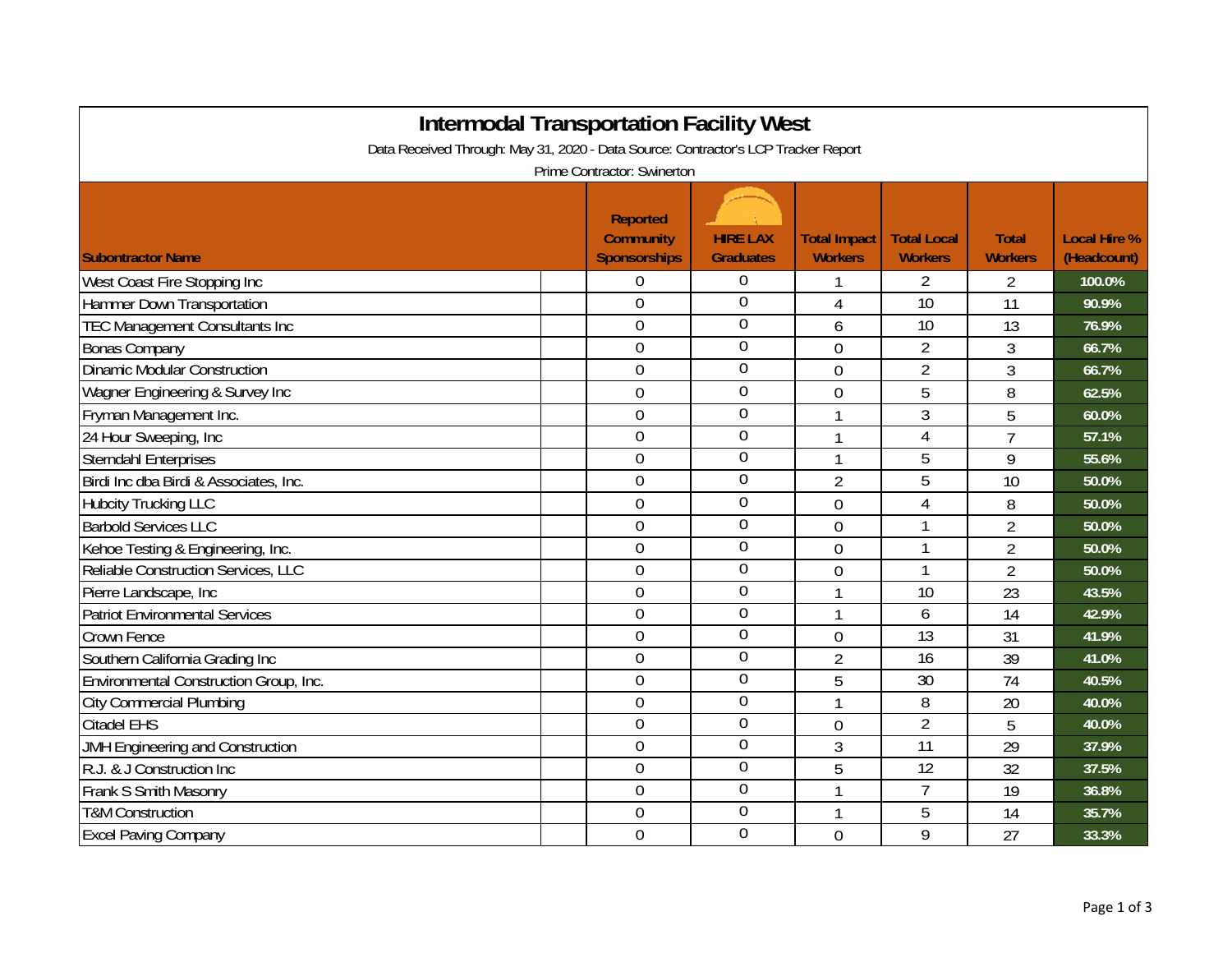# Intermodal Transportation Facility West

Data Received Through: May 31, 2020 - Data Source: Contractor's LCP Tracker Report

Prime Contractor: Swinerton

| Subcontractor Name | Reported Community Sponsorships | HIRE LAX Graduates | Total Impact Workers | Total Local Workers | Total Workers | Local Hire % (Headcount) |
|---|---|---|---|---|---|---|
| West Coast Fire Stopping Inc | 0 | 0 | 1 | 2 | 2 | 100.0% |
| Hammer Down Transportation | 0 | 0 | 4 | 10 | 11 | 90.9% |
| TEC Management Consultants Inc | 0 | 0 | 6 | 10 | 13 | 76.9% |
| Bonas Company | 0 | 0 | 0 | 2 | 3 | 66.7% |
| Dinamic Modular Construction | 0 | 0 | 0 | 2 | 3 | 66.7% |
| Wagner Engineering & Survey Inc | 0 | 0 | 0 | 5 | 8 | 62.5% |
| Fryman Management Inc. | 0 | 0 | 1 | 3 | 5 | 60.0% |
| 24 Hour Sweeping, Inc | 0 | 0 | 1 | 4 | 7 | 57.1% |
| Sterndahl Enterprises | 0 | 0 | 1 | 5 | 9 | 55.6% |
| Birdi Inc dba Birdi & Associates, Inc. | 0 | 0 | 2 | 5 | 10 | 50.0% |
| Hubcity Trucking LLC | 0 | 0 | 0 | 4 | 8 | 50.0% |
| Barbold Services LLC | 0 | 0 | 0 | 1 | 2 | 50.0% |
| Kehoe Testing & Engineering, Inc. | 0 | 0 | 0 | 1 | 2 | 50.0% |
| Reliable Construction Services, LLC | 0 | 0 | 0 | 1 | 2 | 50.0% |
| Pierre Landscape, Inc | 0 | 0 | 1 | 10 | 23 | 43.5% |
| Patriot Environmental Services | 0 | 0 | 1 | 6 | 14 | 42.9% |
| Crown Fence | 0 | 0 | 0 | 13 | 31 | 41.9% |
| Southern California Grading Inc | 0 | 0 | 2 | 16 | 39 | 41.0% |
| Environmental Construction Group, Inc. | 0 | 0 | 5 | 30 | 74 | 40.5% |
| City Commercial Plumbing | 0 | 0 | 1 | 8 | 20 | 40.0% |
| Citadel EHS | 0 | 0 | 0 | 2 | 5 | 40.0% |
| JMH Engineering and Construction | 0 | 0 | 3 | 11 | 29 | 37.9% |
| R.J. & J Construction Inc | 0 | 0 | 5 | 12 | 32 | 37.5% |
| Frank S Smith Masonry | 0 | 0 | 1 | 7 | 19 | 36.8% |
| T&M Construction | 0 | 0 | 1 | 5 | 14 | 35.7% |
| Excel Paving Company | 0 | 0 | 0 | 9 | 27 | 33.3% |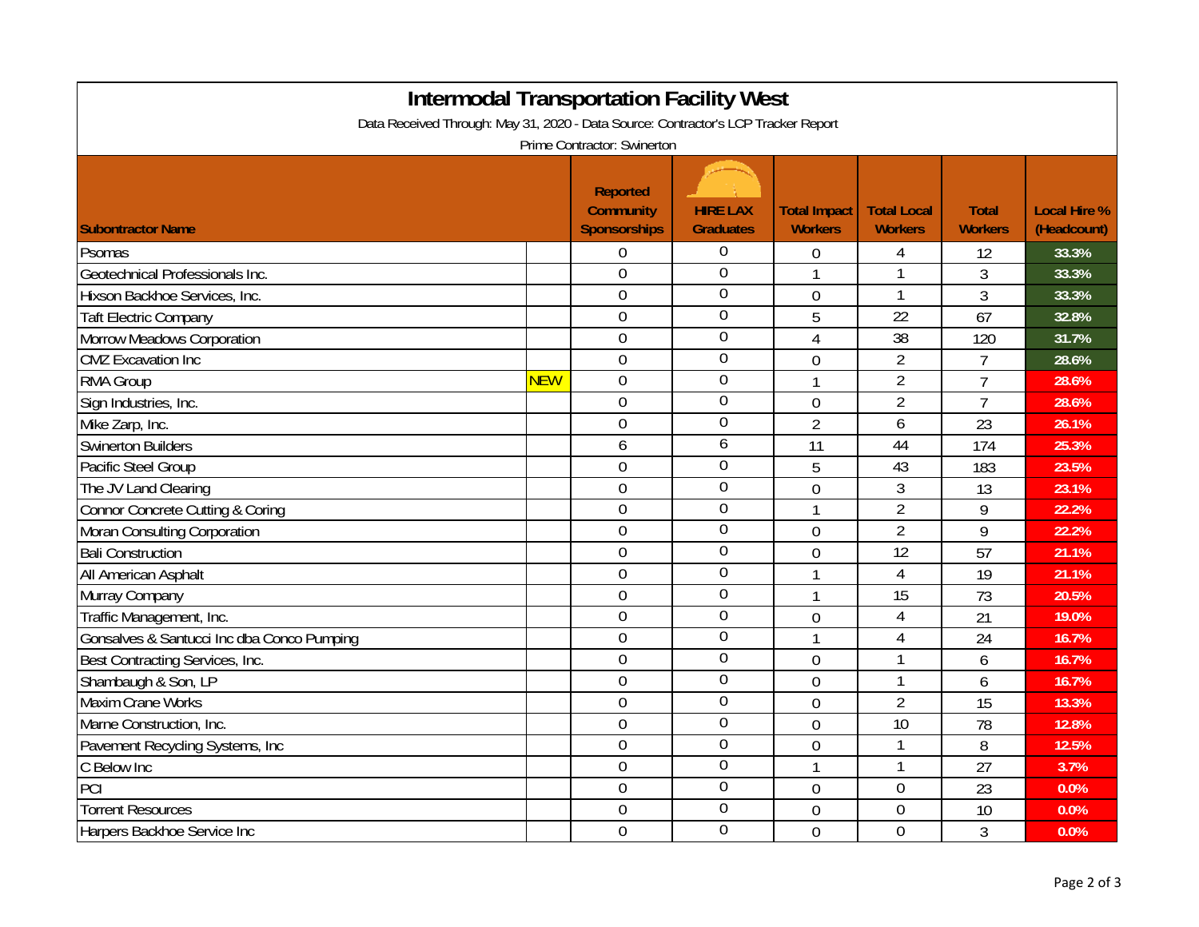# Intermodal Transportation Facility West

Data Received Through: May 31, 2020 - Data Source: Contractor's LCP Tracker Report

Prime Contractor: Swinerton

| Subontractor Name | | Reported Community Sponsorships | HIRE LAX Graduates | Total Impact Workers | Total Local Workers | Total Workers | Local Hire % (Headcount) |
|---|---|---|---|---|---|---|---|
| Psomas | | 0 | 0 | 0 | 4 | 12 | 33.3% |
| Geotechnical Professionals Inc. | | 0 | 0 | 1 | 1 | 3 | 33.3% |
| Hixson Backhoe Services, Inc. | | 0 | 0 | 0 | 1 | 3 | 33.3% |
| Taft Electric Company | | 0 | 0 | 5 | 22 | 67 | 32.8% |
| Morrow Meadows Corporation | | 0 | 0 | 4 | 38 | 120 | 31.7% |
| CMZ Excavation Inc | | 0 | 0 | 0 | 2 | 7 | 28.6% |
| RMA Group | NEW | 0 | 0 | 1 | 2 | 7 | 28.6% |
| Sign Industries, Inc. | | 0 | 0 | 0 | 2 | 7 | 28.6% |
| Mike Zarp, Inc. | | 0 | 0 | 2 | 6 | 23 | 26.1% |
| Swinerton Builders | | 6 | 6 | 11 | 44 | 174 | 25.3% |
| Pacific Steel Group | | 0 | 0 | 5 | 43 | 183 | 23.5% |
| The JV Land Clearing | | 0 | 0 | 0 | 3 | 13 | 23.1% |
| Connor Concrete Cutting & Coring | | 0 | 0 | 1 | 2 | 9 | 22.2% |
| Moran Consulting Corporation | | 0 | 0 | 0 | 2 | 9 | 22.2% |
| Bali Construction | | 0 | 0 | 0 | 12 | 57 | 21.1% |
| All American Asphalt | | 0 | 0 | 1 | 4 | 19 | 21.1% |
| Murray Company | | 0 | 0 | 1 | 15 | 73 | 20.5% |
| Traffic Management, Inc. | | 0 | 0 | 0 | 4 | 21 | 19.0% |
| Gonsalves & Santucci Inc dba Conco Pumping | | 0 | 0 | 1 | 4 | 24 | 16.7% |
| Best Contracting Services, Inc. | | 0 | 0 | 0 | 1 | 6 | 16.7% |
| Shambaugh & Son, LP | | 0 | 0 | 0 | 1 | 6 | 16.7% |
| Maxim Crane Works | | 0 | 0 | 0 | 2 | 15 | 13.3% |
| Marne Construction, Inc. | | 0 | 0 | 0 | 10 | 78 | 12.8% |
| Pavement Recycling Systems, Inc | | 0 | 0 | 0 | 1 | 8 | 12.5% |
| C Below Inc | | 0 | 0 | 1 | 1 | 27 | 3.7% |
| PCI | | 0 | 0 | 0 | 0 | 23 | 0.0% |
| Torrent Resources | | 0 | 0 | 0 | 0 | 10 | 0.0% |
| Harpers Backhoe Service Inc | | 0 | 0 | 0 | 0 | 3 | 0.0% |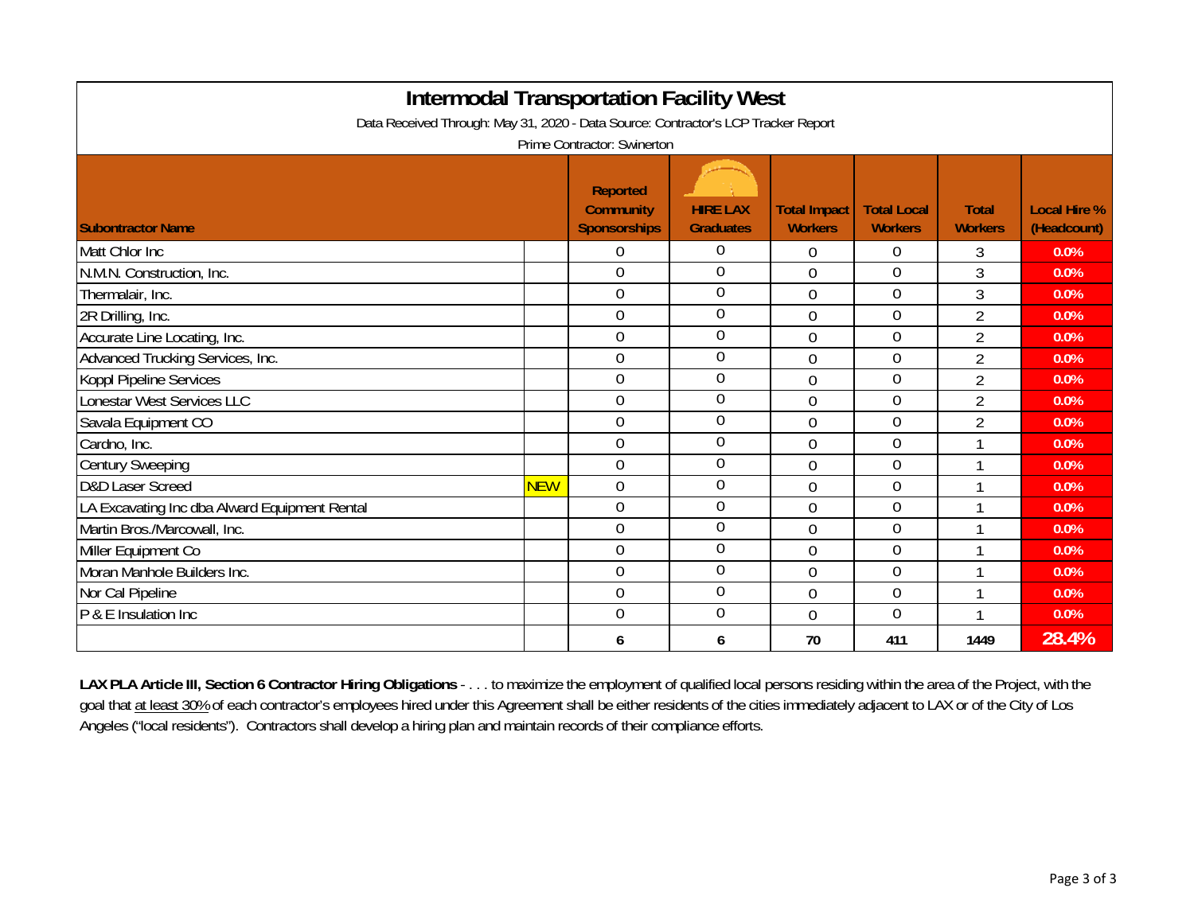# Intermodal Transportation Facility West

Data Received Through: May 31, 2020 - Data Source: Contractor's LCP Tracker Report

Prime Contractor: Swinerton

| Subontractor Name | | Reported Community Sponsorships | HIRE LAX Graduates | Total Impact Workers | Total Local Workers | Total Workers | Local Hire % (Headcount) |
|---|---|---|---|---|---|---|---|
| Matt Chlor Inc | | 0 | 0 | 0 | 0 | 3 | 0.0% |
| N.M.N. Construction, Inc. | | 0 | 0 | 0 | 0 | 3 | 0.0% |
| Thermalair, Inc. | | 0 | 0 | 0 | 0 | 3 | 0.0% |
| 2R Drilling, Inc. | | 0 | 0 | 0 | 0 | 2 | 0.0% |
| Accurate Line Locating, Inc. | | 0 | 0 | 0 | 0 | 2 | 0.0% |
| Advanced Trucking Services, Inc. | | 0 | 0 | 0 | 0 | 2 | 0.0% |
| Koppl Pipeline Services | | 0 | 0 | 0 | 0 | 2 | 0.0% |
| Lonestar West Services LLC | | 0 | 0 | 0 | 0 | 2 | 0.0% |
| Savala Equipment CO | | 0 | 0 | 0 | 0 | 2 | 0.0% |
| Cardno, Inc. | | 0 | 0 | 0 | 0 | 1 | 0.0% |
| Century Sweeping | | 0 | 0 | 0 | 0 | 1 | 0.0% |
| D&D Laser Screed | NEW | 0 | 0 | 0 | 0 | 1 | 0.0% |
| LA Excavating Inc dba Alward Equipment Rental | | 0 | 0 | 0 | 0 | 1 | 0.0% |
| Martin Bros./Marcowall, Inc. | | 0 | 0 | 0 | 0 | 1 | 0.0% |
| Miller Equipment Co | | 0 | 0 | 0 | 0 | 1 | 0.0% |
| Moran Manhole Builders Inc. | | 0 | 0 | 0 | 0 | 1 | 0.0% |
| Nor Cal Pipeline | | 0 | 0 | 0 | 0 | 1 | 0.0% |
| P & E Insulation Inc | | 0 | 0 | 0 | 0 | 1 | 0.0% |
| | | 6 | 6 | 70 | 411 | 1449 | 28.4% |

**LAX PLA Article III, Section 6 Contractor Hiring Obligations** - . . . to maximize the employment of qualified local persons residing within the area of the Project, with the goal that at least 30% of each contractor's employees hired under this Agreement shall be either residents of the cities immediately adjacent to LAX or of the City of Los Angeles ("local residents"). Contractors shall develop a hiring plan and maintain records of their compliance efforts.